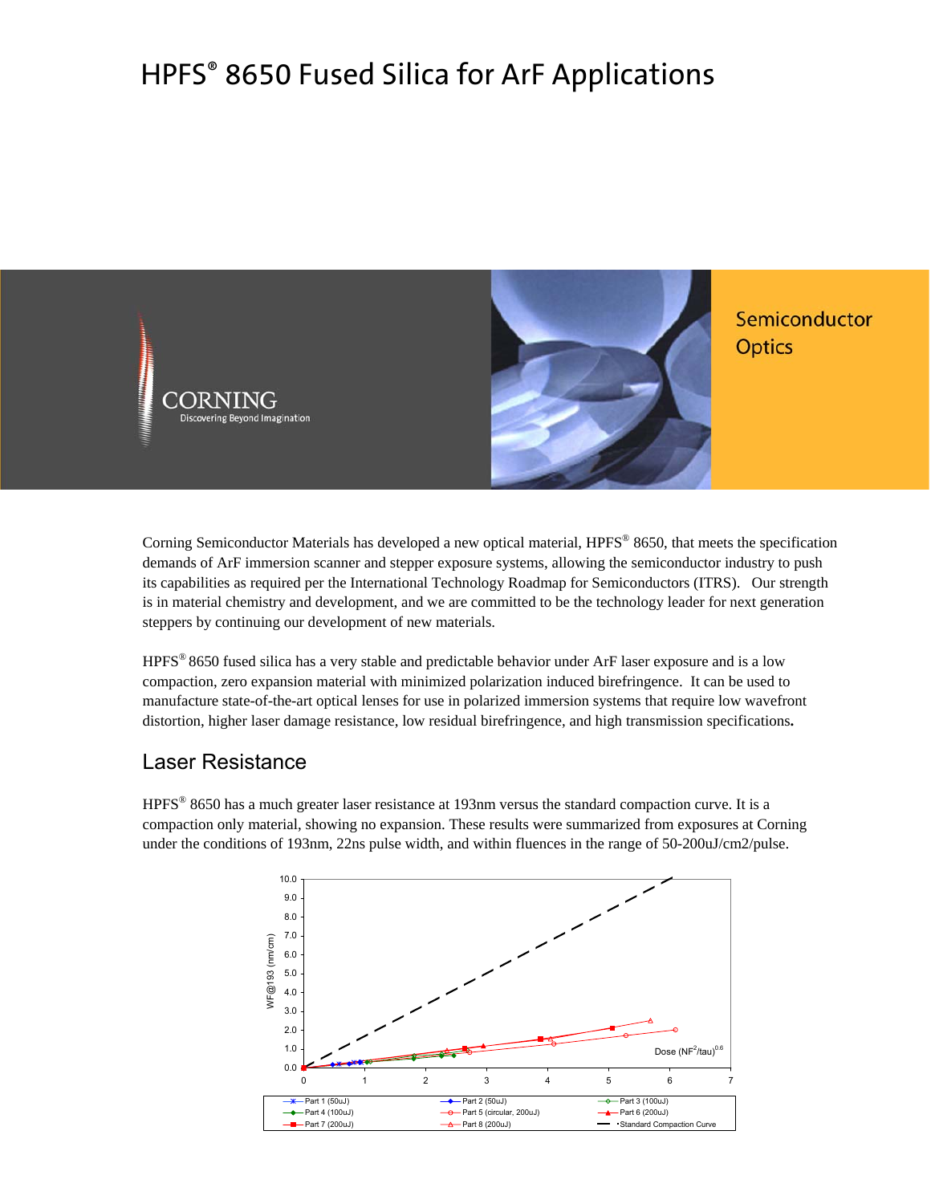# HPFS® 8650 Fused Silica for ArF Applications

CORNING
Discovering Beyond Imagination

Semiconductor Optics

Corning Semiconductor Materials has developed a new optical material, HPFS® 8650, that meets the specification demands of ArF immersion scanner and stepper exposure systems, allowing the semiconductor industry to push its capabilities as required per the International Technology Roadmap for Semiconductors (ITRS). Our strength is in material chemistry and development, and we are committed to be the technology leader for next generation steppers by continuing our development of new materials.

HPFS® 8650 fused silica has a very stable and predictable behavior under ArF laser exposure and is a low compaction, zero expansion material with minimized polarization induced birefringence. It can be used to manufacture state-of-the-art optical lenses for use in polarized immersion systems that require low wavefront distortion, higher laser damage resistance, low residual birefringence, and high transmission specifications**.**

## Laser Resistance

HPFS® 8650 has a much greater laser resistance at 193nm versus the standard compaction curve. It is a compaction only material, showing no expansion. These results were summarized from exposures at Corning under the conditions of 193nm, 22ns pulse width, and within fluences in the range of 50-200uJ/cm2/pulse.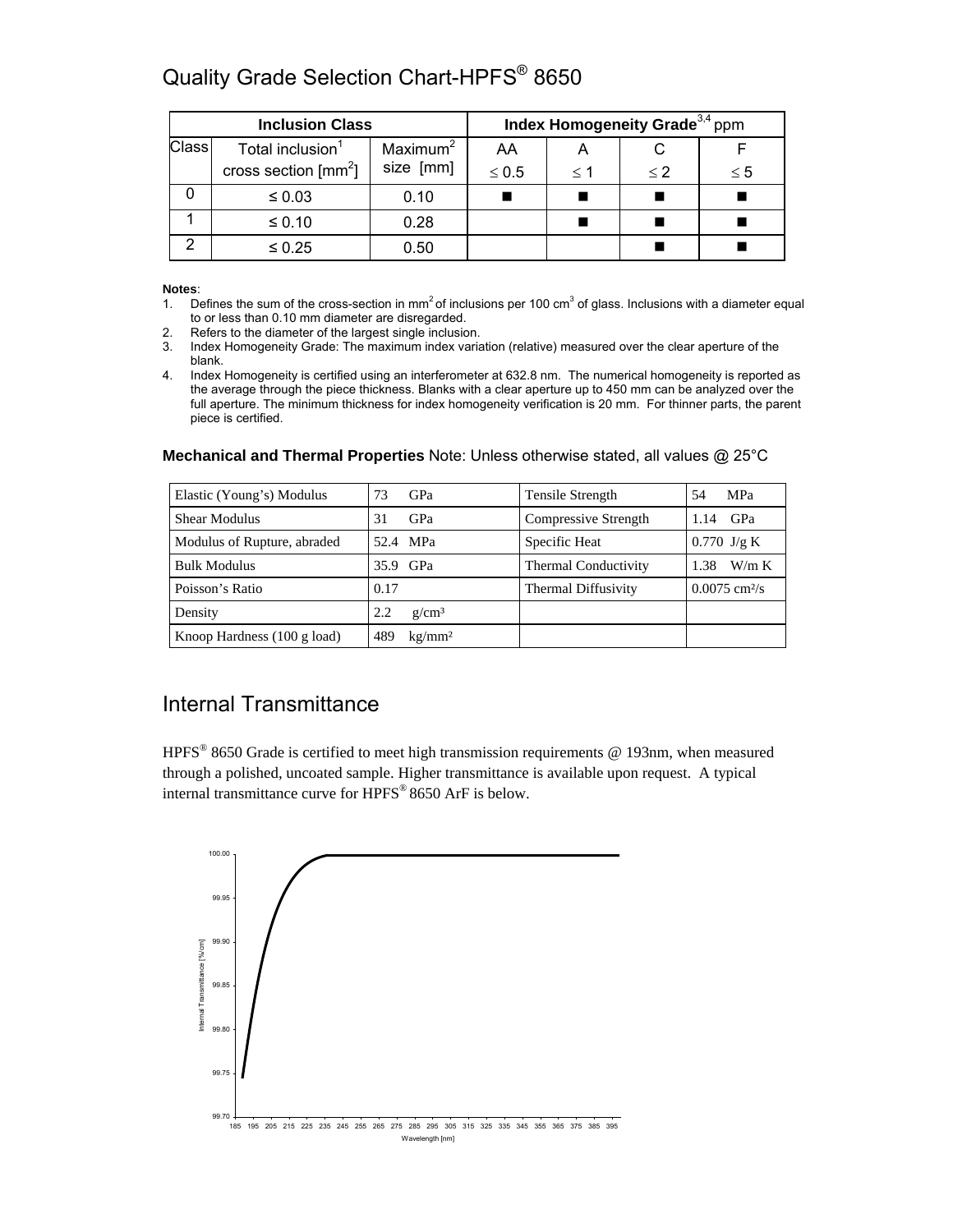## Quality Grade Selection Chart-HPFS® 8650

| Inclusion Class | | | Index Homogeneity Grade[3,4] ppm | | | |
|---|---|---|---|---|---|---|
| Class | Total inclusion[1] cross section [mm²] | Maximum[2] size [mm] | AA ≤ 0.5 | A ≤ 1 | C ≤ 2 | F ≤ 5 |
| 0 | ≤ 0.03 | 0.10 | ■ | ■ | ■ | ■ |
| 1 | ≤ 0.10 | 0.28 | | ■ | ■ | ■ |
| 2 | ≤ 0.25 | 0.50 | | | ■ | ■ |

**Notes**:

1. Defines the sum of the cross-section in mm² of inclusions per 100 cm³ of glass. Inclusions with a diameter equal to or less than 0.10 mm diameter are disregarded.
2. Refers to the diameter of the largest single inclusion.
3. Index Homogeneity Grade: The maximum index variation (relative) measured over the clear aperture of the blank.
4. Index Homogeneity is certified using an interferometer at 632.8 nm. The numerical homogeneity is reported as the average through the piece thickness. Blanks with a clear aperture up to 450 mm can be analyzed over the full aperture. The minimum thickness for index homogeneity verification is 20 mm. For thinner parts, the parent piece is certified.

**Mechanical and Thermal Properties** Note: Unless otherwise stated, all values @ 25°C

| Property | Value | Property | Value |
|---|---|---|---|
| Elastic (Young's) Modulus | 73 GPa | Tensile Strength | 54 MPa |
| Shear Modulus | 31 GPa | Compressive Strength | 1.14 GPa |
| Modulus of Rupture, abraded | 52.4 MPa | Specific Heat | 0.770 J/g K |
| Bulk Modulus | 35.9 GPa | Thermal Conductivity | 1.38 W/m K |
| Poisson's Ratio | 0.17 | Thermal Diffusivity | 0.0075 cm²/s |
| Density | 2.2 g/cm³ | | |
| Knoop Hardness (100 g load) | 489 kg/mm² | | |

## Internal Transmittance

HPFS® 8650 Grade is certified to meet high transmission requirements @ 193nm, when measured through a polished, uncoated sample. Higher transmittance is available upon request. A typical internal transmittance curve for HPFS® 8650 ArF is below.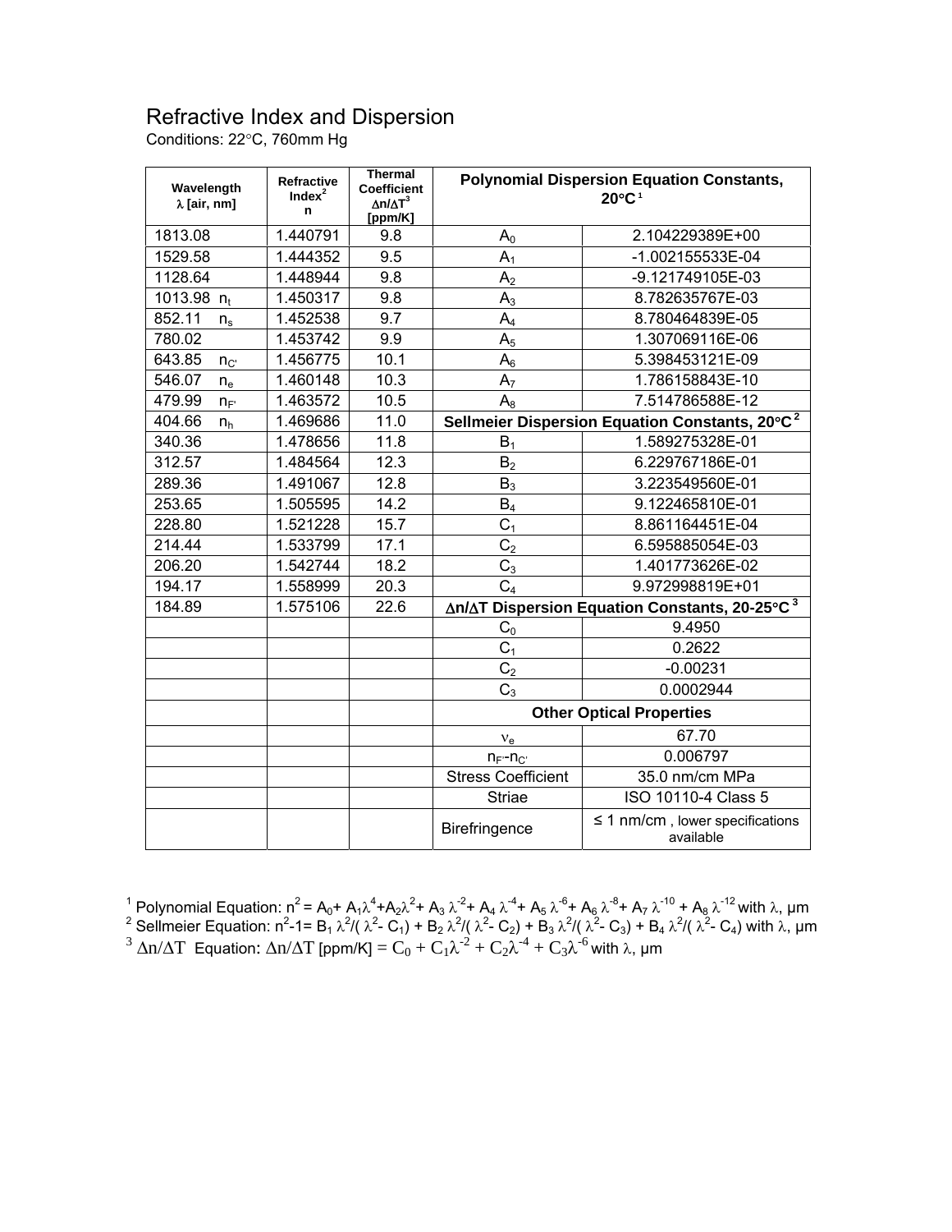## Refractive Index and Dispersion

Conditions: 22°C, 760mm Hg

| Wavelength $\lambda$ [air, nm] | Refractive Index[2] n | Thermal Coefficient $\Delta n/\Delta T$[3] [ppm/K] | Polynomial Dispersion Equation Constants, 20°C[1] | |
|---|---|---|---|---|
| 1813.08 | 1.440791 | 9.8 | $A_0$ | 2.104229389E+00 |
| 1529.58 | 1.444352 | 9.5 | $A_1$ | -1.002155533E-04 |
| 1128.64 | 1.448944 | 9.8 | $A_2$ | -9.121749105E-03 |
| 1013.98 $n_t$ | 1.450317 | 9.8 | $A_3$ | 8.782635767E-03 |
| 852.11 $n_s$ | 1.452538 | 9.7 | $A_4$ | 8.780464839E-05 |
| 780.02 | 1.453742 | 9.9 | $A_5$ | 1.307069116E-06 |
| 643.85 $n_{C'}$ | 1.456775 | 10.1 | $A_6$ | 5.398453121E-09 |
| 546.07 $n_e$ | 1.460148 | 10.3 | $A_7$ | 1.786158843E-10 |
| 479.99 $n_{F'}$ | 1.463572 | 10.5 | $A_8$ | 7.514786588E-12 |
| 404.66 $n_h$ | 1.469686 | 11.0 | **Sellmeier Dispersion Equation Constants, 20°C[2]** | |
| 340.36 | 1.478656 | 11.8 | $B_1$ | 1.589275328E-01 |
| 312.57 | 1.484564 | 12.3 | $B_2$ | 6.229767186E-01 |
| 289.36 | 1.491067 | 12.8 | $B_3$ | 3.223549560E-01 |
| 253.65 | 1.505595 | 14.2 | $B_4$ | 9.122465810E-01 |
| 228.80 | 1.521228 | 15.7 | $C_1$ | 8.861164451E-04 |
| 214.44 | 1.533799 | 17.1 | $C_2$ | 6.595885054E-03 |
| 206.20 | 1.542744 | 18.2 | $C_3$ | 1.401773626E-02 |
| 194.17 | 1.558999 | 20.3 | $C_4$ | 9.972998819E+01 |
| 184.89 | 1.575106 | 22.6 | **$\Delta n/\Delta T$ Dispersion Equation Constants, 20-25°C[3]** | |
| | | | $C_0$ | 9.4950 |
| | | | $C_1$ | 0.2622 |
| | | | $C_2$ | -0.00231 |
| | | | $C_3$ | 0.0002944 |
| | | | **Other Optical Properties** | |
| | | | $\nu_e$ | 67.70 |
| | | | $n_{F'}-n_{C'}$ | 0.006797 |
| | | | Stress Coefficient | 35.0 nm/cm MPa |
| | | | Striae | ISO 10110-4 Class 5 |
| | | | Birefringence | ≤ 1 nm/cm , lower specifications available |

[1] Polynomial Equation: $n^2 = A_0 + A_1\lambda^4 + A_2\lambda^2 + A_3\lambda^{-2} + A_4\lambda^{-4} + A_5\lambda^{-6} + A_6\lambda^{-8} + A_7\lambda^{-10} + A_8\lambda^{-12}$ with $\lambda$, μm

[2] Sellmeier Equation: $n^2 - 1 = B_1\lambda^2/(\lambda^2 - C_1) + B_2\lambda^2/(\lambda^2 - C_2) + B_3\lambda^2/(\lambda^2 - C_3) + B_4\lambda^2/(\lambda^2 - C_4)$ with $\lambda$, μm

[3] $\Delta n/\Delta T$ Equation: $\Delta n/\Delta T$ [ppm/K] $= C_0 + C_1\lambda^{-2} + C_2\lambda^{-4} + C_3\lambda^{-6}$ with $\lambda$, μm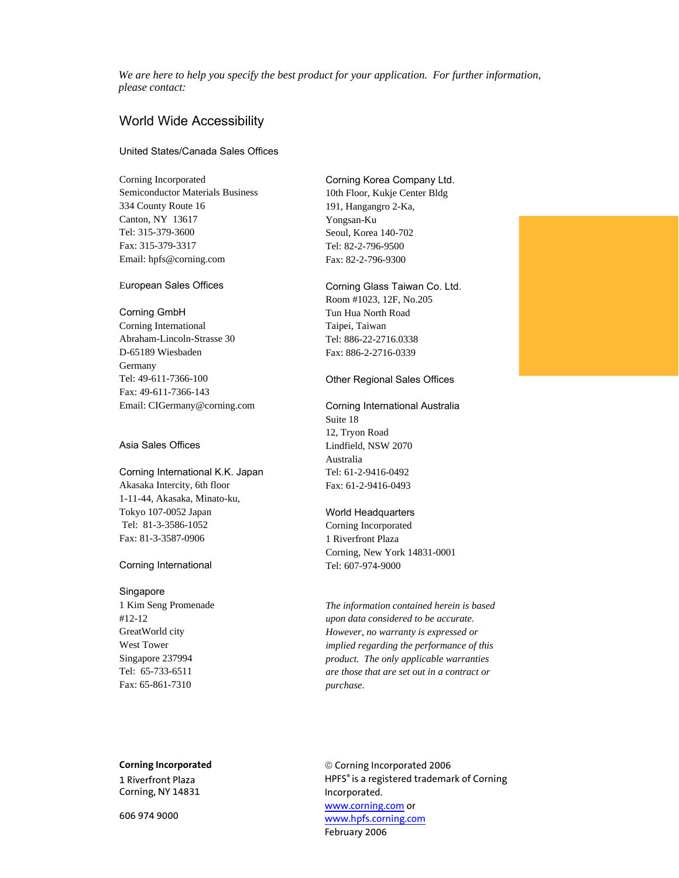*We are here to help you specify the best product for your application. For further information, please contact:*

## World Wide Accessibility

### United States/Canada Sales Offices

Corning Incorporated
Semiconductor Materials Business
334 County Route 16
Canton, NY 13617
Tel: 315-379-3600
Fax: 315-379-3317
Email: hpfs@corning.com

### European Sales Offices

Corning GmbH
Corning International
Abraham-Lincoln-Strasse 30
D-65189 Wiesbaden
Germany
Tel: 49-611-7366-100
Fax: 49-611-7366-143
Email: CIGermany@corning.com

### Asia Sales Offices

Corning International K.K. Japan
Akasaka Intercity, 6th floor
1-11-44, Akasaka, Minato-ku,
Tokyo 107-0052 Japan
Tel: 81-3-3586-1052
Fax: 81-3-3587-0906

Corning International

Singapore
1 Kim Seng Promenade
#12-12
GreatWorld city
West Tower
Singapore 237994
Tel: 65-733-6511
Fax: 65-861-7310

Corning Korea Company Ltd.
10th Floor, Kukje Center Bldg
191, Hangangro 2-Ka,
Yongsan-Ku
Seoul, Korea 140-702
Tel: 82-2-796-9500
Fax: 82-2-796-9300

Corning Glass Taiwan Co. Ltd.
Room #1023, 12F, No.205
Tun Hua North Road
Taipei, Taiwan
Tel: 886-22-2716.0338
Fax: 886-2-2716-0339

### Other Regional Sales Offices

Corning International Australia
Suite 18
12, Tryon Road
Lindfield, NSW 2070
Australia
Tel: 61-2-9416-0492
Fax: 61-2-9416-0493

World Headquarters
Corning Incorporated
1 Riverfront Plaza
Corning, New York 14831-0001
Tel: 607-974-9000

*The information contained herein is based upon data considered to be accurate. However, no warranty is expressed or implied regarding the performance of this product. The only applicable warranties are those that are set out in a contract or purchase.*

**Corning Incorporated**
1 Riverfront Plaza
Corning, NY 14831

606 974 9000

© Corning Incorporated 2006
HPFS® is a registered trademark of Corning Incorporated.
www.corning.com or
www.hpfs.corning.com
February 2006